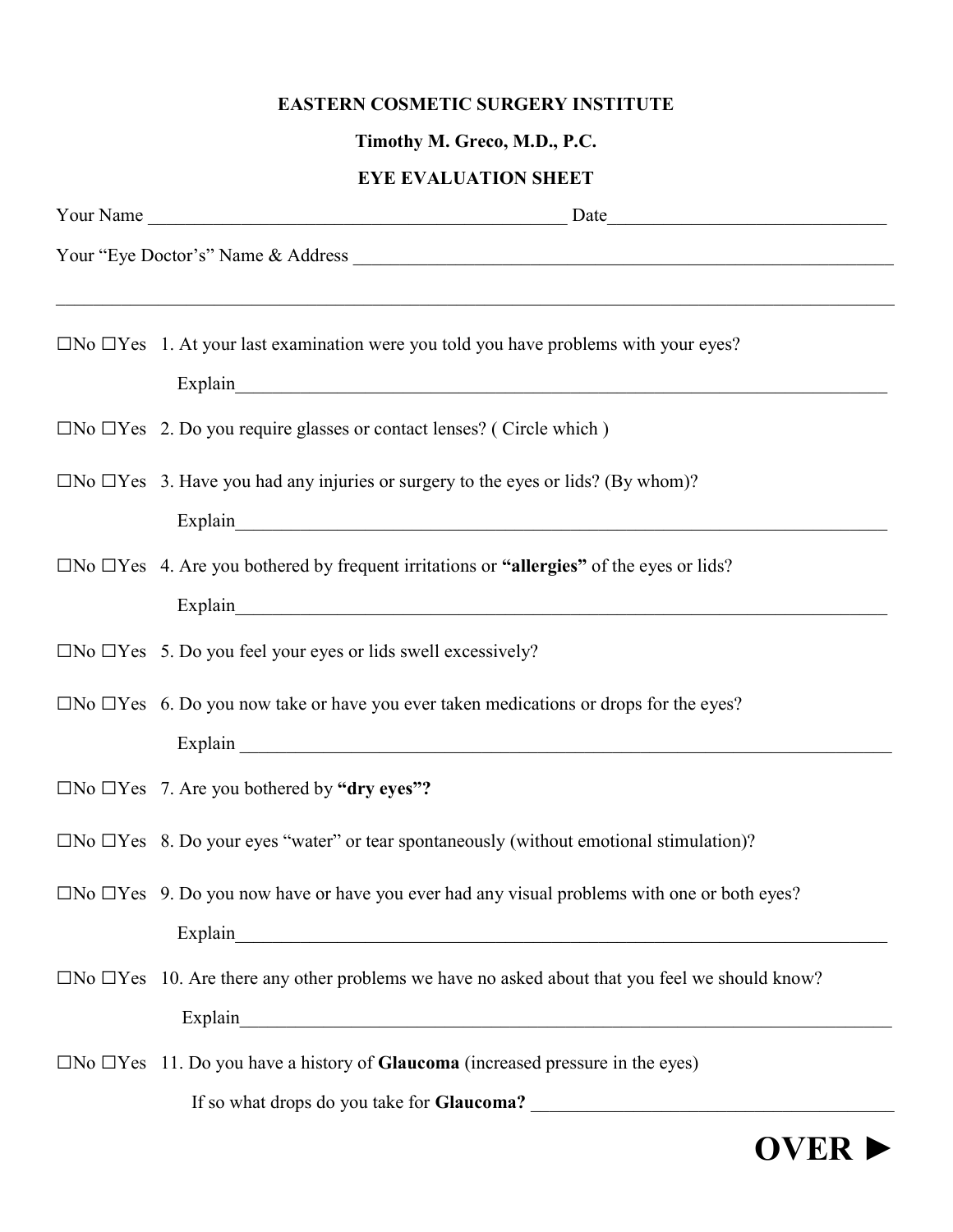**EASTERN COSMETIC SURGERY INSTITUTE**

**Timothy M. Greco, M.D., P.C.**

**EYE EVALUATION SHEET**

Your Name ______________________________________________ Date______________________________

Your "Eye Doctor's" Name & Address ____________________________________________________________

_____________________________________________________________________________________________

☐No ☐Yes 1. At your last examination were you told you have problems with your eyes?

Explain_________________________________________________________________________

☐No ☐Yes 2. Do you require glasses or contact lenses? ( Circle which )

☐No ☐Yes 3. Have you had any injuries or surgery to the eyes or lids? (By whom)?

Explain_________________________________________________________________________

☐No ☐Yes 4. Are you bothered by frequent irritations or **"allergies"** of the eyes or lids?

Explain_________________________________________________________________________

☐No ☐Yes 5. Do you feel your eyes or lids swell excessively?

☐No ☐Yes 6. Do you now take or have you ever taken medications or drops for the eyes?

Explain _________________________________________________________________________

☐No ☐Yes 7. Are you bothered by **"dry eyes"?**

☐No ☐Yes 8. Do your eyes "water" or tear spontaneously (without emotional stimulation)?

☐No ☐Yes 9. Do you now have or have you ever had any visual problems with one or both eyes?

Explain_________________________________________________________________________

☐No ☐Yes 10. Are there any other problems we have no asked about that you feel we should know?

Explain_________________________________________________________________________

☐No ☐Yes 11. Do you have a history of **Glaucoma** (increased pressure in the eyes)

If so what drops do you take for **Glaucoma?** ________________________________________

**OVER ►**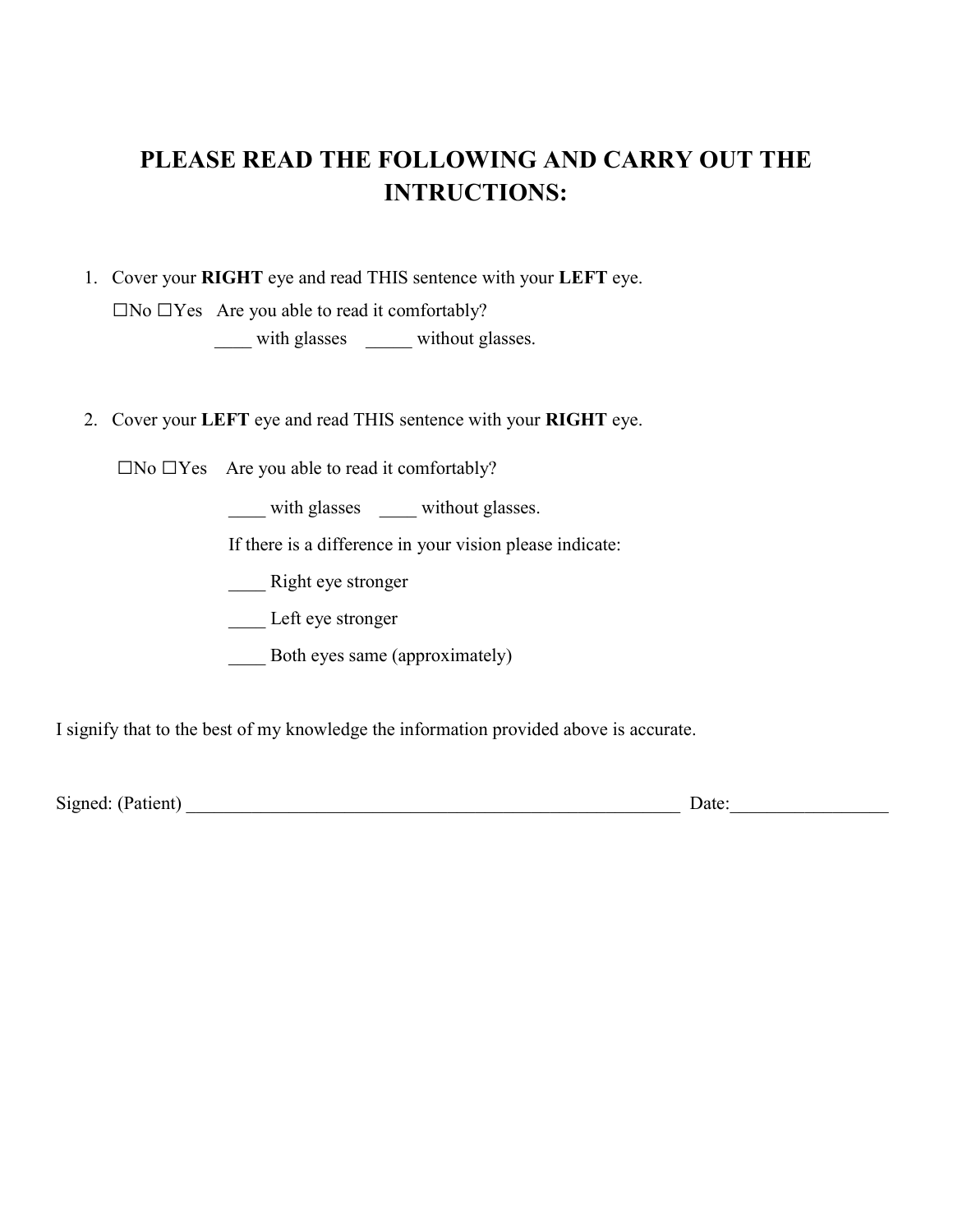## PLEASE READ THE FOLLOWING AND CARRY OUT THE INTRUCTIONS:

1. Cover your **RIGHT** eye and read THIS sentence with your **LEFT** eye.

   ☐No ☐Yes   Are you able to read it comfortably?

   ____ with glasses   _____ without glasses.

2. Cover your **LEFT** eye and read THIS sentence with your **RIGHT** eye.

   ☐No ☐Yes   Are you able to read it comfortably?

   ____ with glasses   ____ without glasses.

   If there is a difference in your vision please indicate:

   ____ Right eye stronger

   ____ Left eye stronger

   ____ Both eyes same (approximately)

I signify that to the best of my knowledge the information provided above is accurate.

Signed: (Patient) _______________________________________________________ Date:_________________